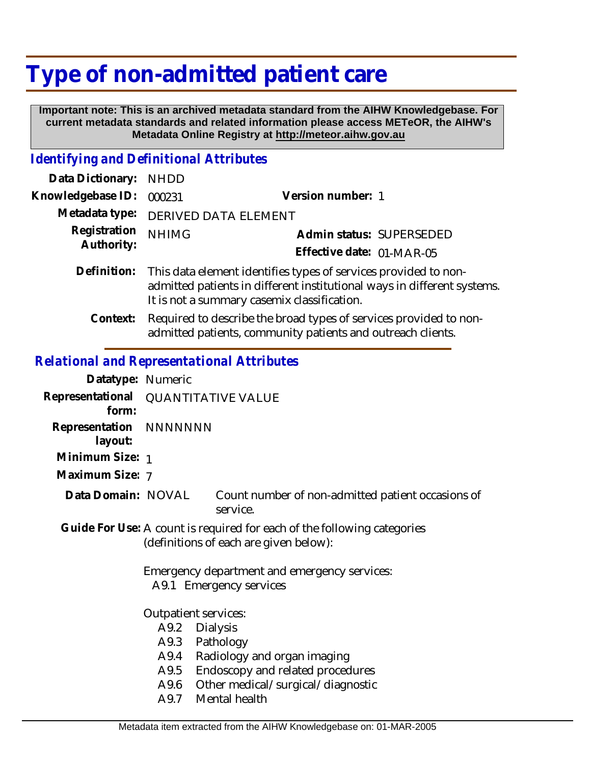# Type of non-admitted patient care

**Important note: This is an archived metadata standard from the AIHW Knowledgebase. For current metadata standards and related information please access METeOR, the AIHW's Metadata Online Registry at http://meteor.aihw.gov.au**

## *Identifying and Definitional Attributes*

**Data Dictionary:** NHDD

**Knowledgebase ID:** 000231 **Version number:** 1

**Metadata type:** DERIVED DATA ELEMENT

**Registration Authority:** NHIMG **Admin status:** SUPERSEDED

**Effective date:** 01-MAR-05

**Definition:** This data element identifies types of services provided to non-admitted patients in different institutional ways in different systems. It is not a summary casemix classification.

**Context:** Required to describe the broad types of services provided to non-admitted patients, community patients and outreach clients.

## *Relational and Representational Attributes*

**Datatype:** Numeric

**Representational form:** QUANTITATIVE VALUE

**Representation layout:** NNNNNNN

**Minimum Size:** 1

**Maximum Size:** 7

**Data Domain:** NOVAL Count number of non-admitted patient occasions of service.

**Guide For Use:** A count is required for each of the following categories (definitions of each are given below):

Emergency department and emergency services:
- A9.1 Emergency services

Outpatient services:
- A9.2 Dialysis
- A9.3 Pathology
- A9.4 Radiology and organ imaging
- A9.5 Endoscopy and related procedures
- A9.6 Other medical/surgical/diagnostic
- A9.7 Mental health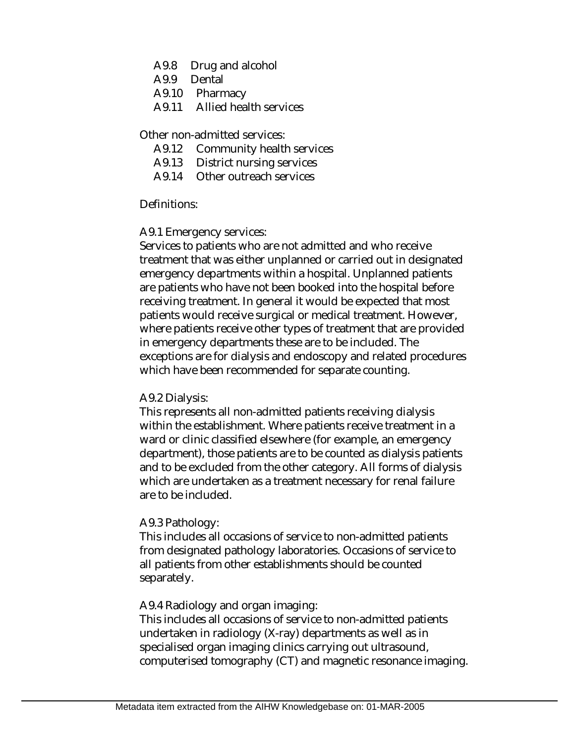- A9.8 Drug and alcohol
- A9.9 Dental
- A9.10 Pharmacy
- A9.11 Allied health services

Other non-admitted services:

- A9.12 Community health services
- A9.13 District nursing services
- A9.14 Other outreach services

Definitions:

A9.1 Emergency services:
Services to patients who are not admitted and who receive treatment that was either unplanned or carried out in designated emergency departments within a hospital. Unplanned patients are patients who have not been booked into the hospital before receiving treatment. In general it would be expected that most patients would receive surgical or medical treatment. However, where patients receive other types of treatment that are provided in emergency departments these are to be included. The exceptions are for dialysis and endoscopy and related procedures which have been recommended for separate counting.

A9.2 Dialysis:
This represents all non-admitted patients receiving dialysis within the establishment. Where patients receive treatment in a ward or clinic classified elsewhere (for example, an emergency department), those patients are to be counted as dialysis patients and to be excluded from the other category. All forms of dialysis which are undertaken as a treatment necessary for renal failure are to be included.

A9.3 Pathology:
This includes all occasions of service to non-admitted patients from designated pathology laboratories. Occasions of service to all patients from other establishments should be counted separately.

A9.4 Radiology and organ imaging:
This includes all occasions of service to non-admitted patients undertaken in radiology (X-ray) departments as well as in specialised organ imaging clinics carrying out ultrasound, computerised tomography (CT) and magnetic resonance imaging.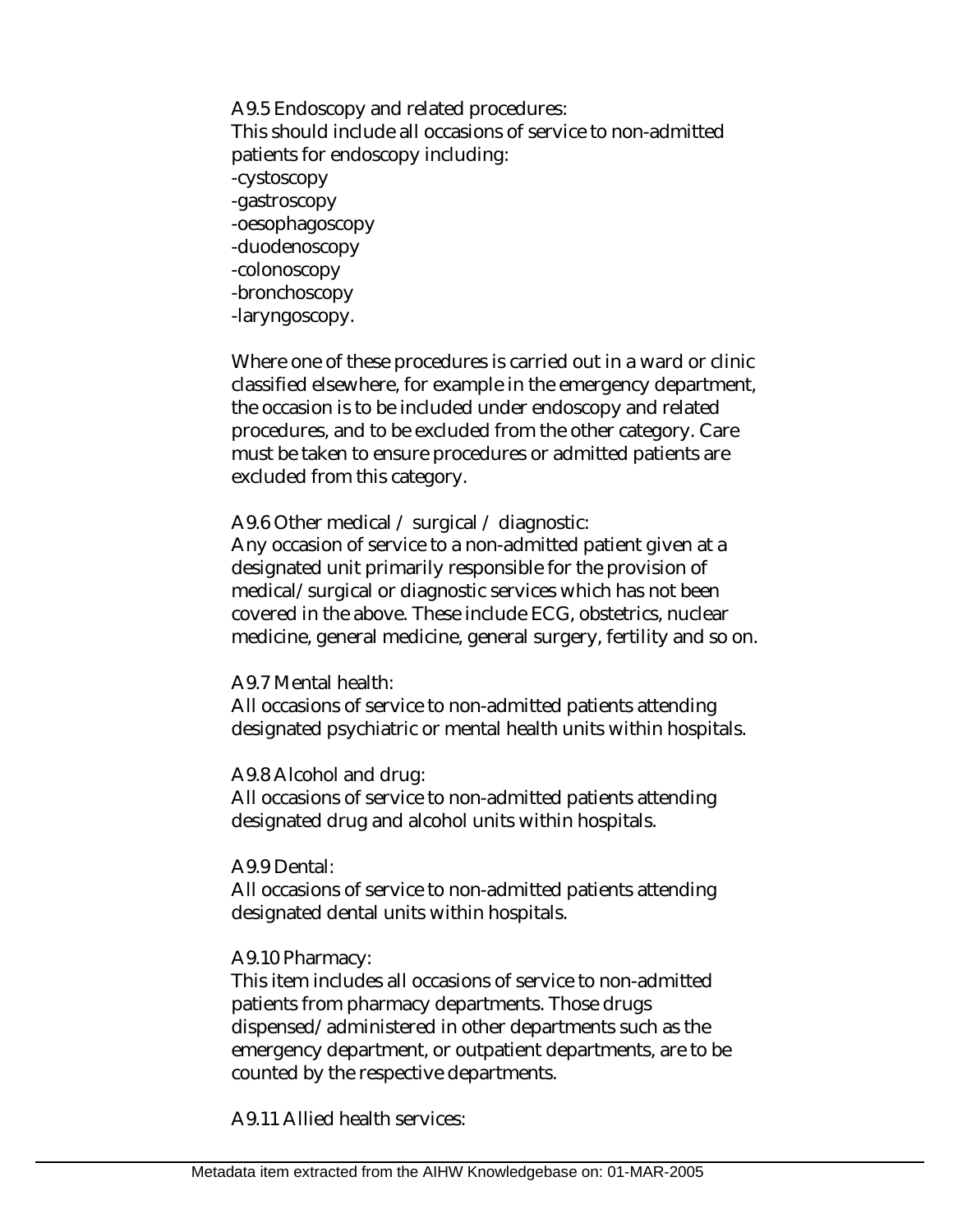A9.5 Endoscopy and related procedures:
This should include all occasions of service to non-admitted patients for endoscopy including:
-cystoscopy
-gastroscopy
-oesophagoscopy
-duodenoscopy
-colonoscopy
-bronchoscopy
-laryngoscopy.

Where one of these procedures is carried out in a ward or clinic classified elsewhere, for example in the emergency department, the occasion is to be included under endoscopy and related procedures, and to be excluded from the other category. Care must be taken to ensure procedures or admitted patients are excluded from this category.

A9.6 Other medical / surgical / diagnostic:
Any occasion of service to a non-admitted patient given at a designated unit primarily responsible for the provision of medical/surgical or diagnostic services which has not been covered in the above. These include ECG, obstetrics, nuclear medicine, general medicine, general surgery, fertility and so on.

A9.7 Mental health:
All occasions of service to non-admitted patients attending designated psychiatric or mental health units within hospitals.

A9.8 Alcohol and drug:
All occasions of service to non-admitted patients attending designated drug and alcohol units within hospitals.

A9.9 Dental:
All occasions of service to non-admitted patients attending designated dental units within hospitals.

A9.10 Pharmacy:
This item includes all occasions of service to non-admitted patients from pharmacy departments. Those drugs dispensed/administered in other departments such as the emergency department, or outpatient departments, are to be counted by the respective departments.

A9.11 Allied health services: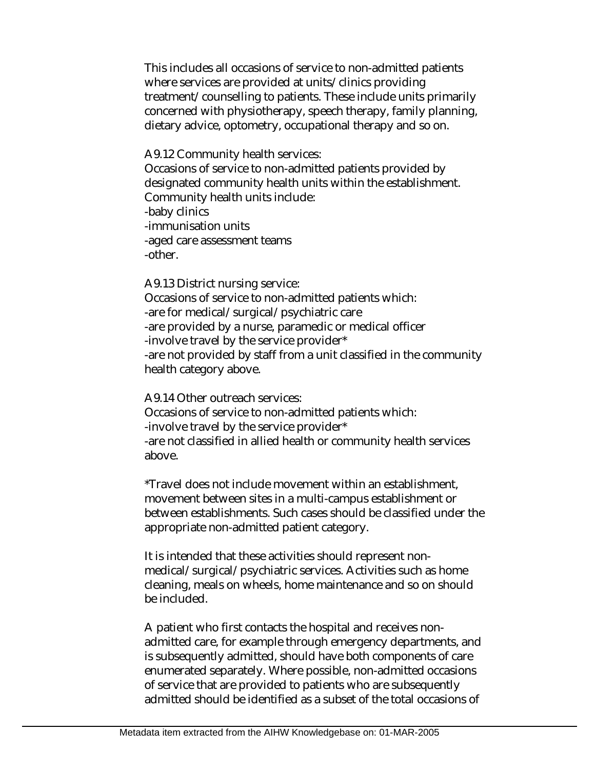This includes all occasions of service to non-admitted patients where services are provided at units/clinics providing treatment/counselling to patients. These include units primarily concerned with physiotherapy, speech therapy, family planning, dietary advice, optometry, occupational therapy and so on.

A9.12 Community health services:
Occasions of service to non-admitted patients provided by designated community health units within the establishment. Community health units include:
-baby clinics
-immunisation units
-aged care assessment teams
-other.

A9.13 District nursing service:
Occasions of service to non-admitted patients which:
-are for medical/surgical/psychiatric care
-are provided by a nurse, paramedic or medical officer
-involve travel by the service provider*
-are not provided by staff from a unit classified in the community health category above.

A9.14 Other outreach services:
Occasions of service to non-admitted patients which:
-involve travel by the service provider*
-are not classified in allied health or community health services above.

*Travel does not include movement within an establishment, movement between sites in a multi-campus establishment or between establishments. Such cases should be classified under the appropriate non-admitted patient category.

It is intended that these activities should represent non-medical/surgical/psychiatric services. Activities such as home cleaning, meals on wheels, home maintenance and so on should be included.

A patient who first contacts the hospital and receives non-admitted care, for example through emergency departments, and is subsequently admitted, should have both components of care enumerated separately. Where possible, non-admitted occasions of service that are provided to patients who are subsequently admitted should be identified as a subset of the total occasions of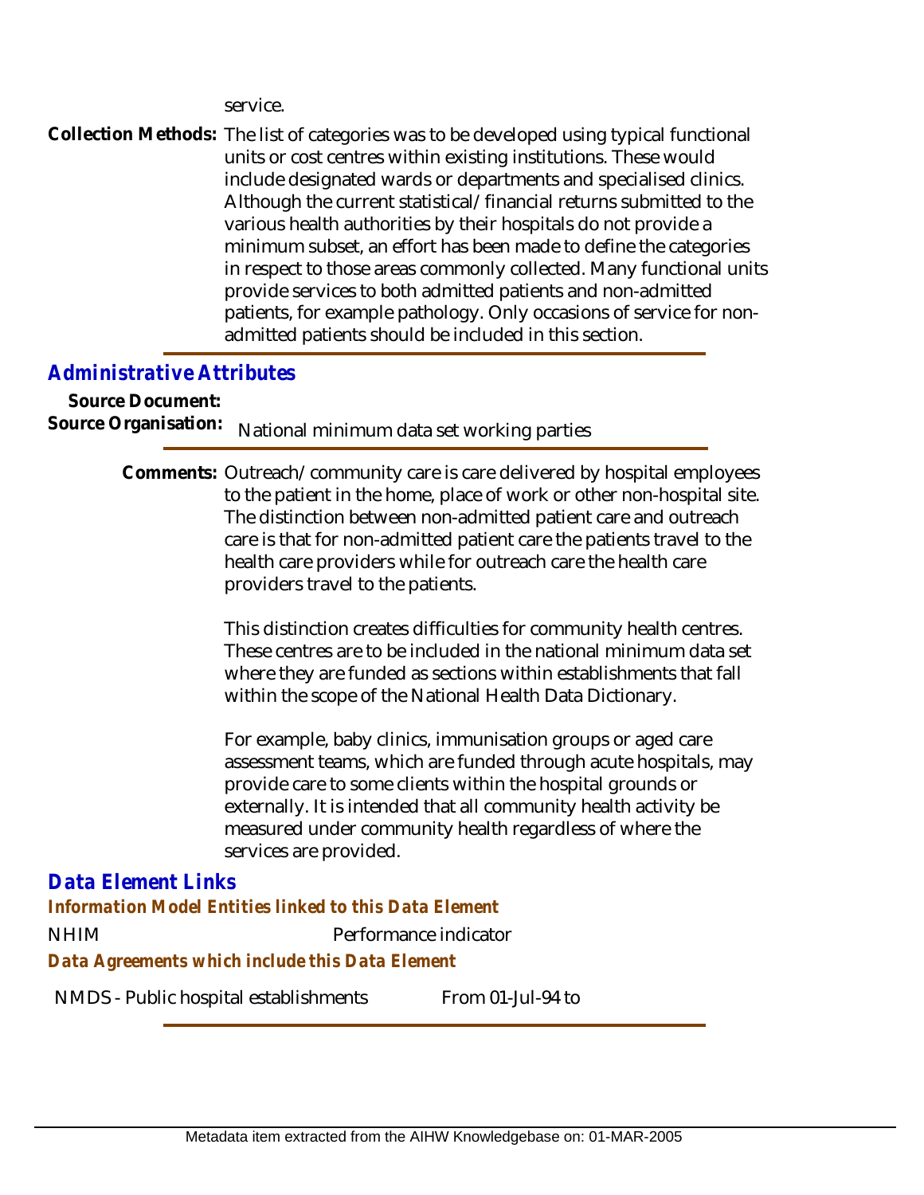service.

**Collection Methods:** The list of categories was to be developed using typical functional units or cost centres within existing institutions. These would include designated wards or departments and specialised clinics. Although the current statistical/financial returns submitted to the various health authorities by their hospitals do not provide a minimum subset, an effort has been made to define the categories in respect to those areas commonly collected. Many functional units provide services to both admitted patients and non-admitted patients, for example pathology. Only occasions of service for non-admitted patients should be included in this section.

## Administrative Attributes

**Source Document:**

**Source Organisation:** National minimum data set working parties

**Comments:** Outreach/community care is care delivered by hospital employees to the patient in the home, place of work or other non-hospital site. The distinction between non-admitted patient care and outreach care is that for non-admitted patient care the patients travel to the health care providers while for outreach care the health care providers travel to the patients.

This distinction creates difficulties for community health centres. These centres are to be included in the national minimum data set where they are funded as sections within establishments that fall within the scope of the National Health Data Dictionary.

For example, baby clinics, immunisation groups or aged care assessment teams, which are funded through acute hospitals, may provide care to some clients within the hospital grounds or externally. It is intended that all community health activity be measured under community health regardless of where the services are provided.

## Data Element Links

### Information Model Entities linked to this Data Element

NHIM Performance indicator

### Data Agreements which include this Data Element

NMDS - Public hospital establishments From 01-Jul-94 to

Metadata item extracted from the AIHW Knowledgebase on: 01-MAR-2005